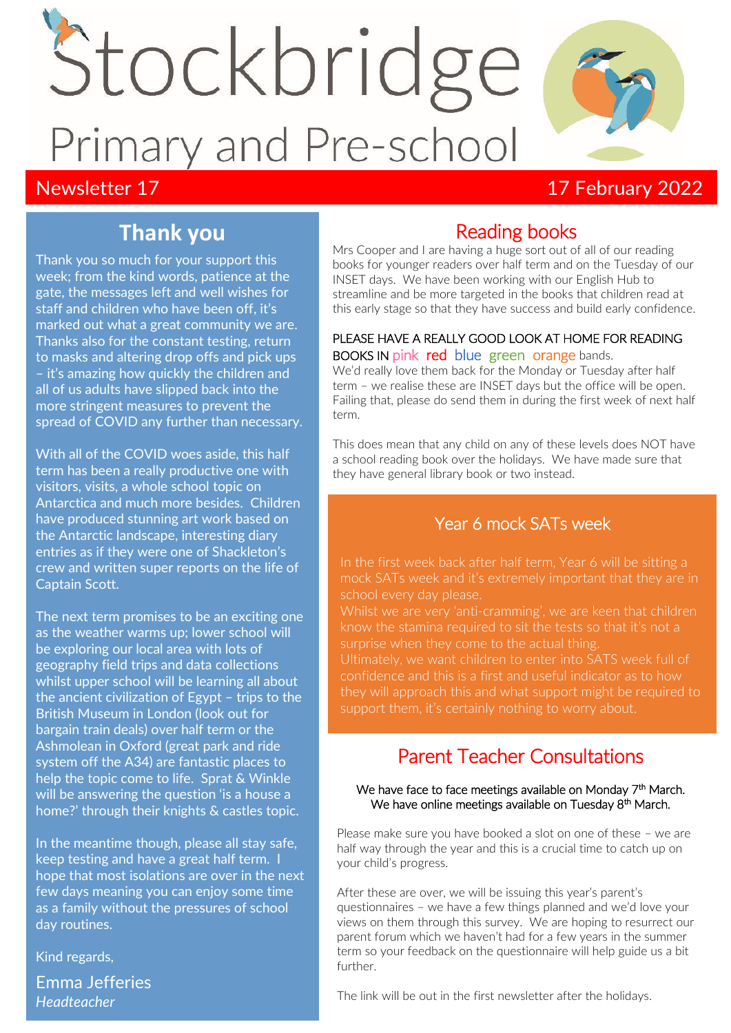# Stockbridge Primary and Pre-school

Newsletter 17 | 17 February 2022

## Thank you

Thank you so much for your support this week; from the kind words, patience at the gate, the messages left and well wishes for staff and children who have been off, it's marked out what a great community we are. Thanks also for the constant testing, return to masks and altering drop offs and pick ups – it's amazing how quickly the children and all of us adults have slipped back into the more stringent measures to prevent the spread of COVID any further than necessary.

With all of the COVID woes aside, this half term has been a really productive one with visitors, visits, a whole school topic on Antarctica and much more besides. Children have produced stunning art work based on the Antarctic landscape, interesting diary entries as if they were one of Shackleton's crew and written super reports on the life of Captain Scott.

The next term promises to be an exciting one as the weather warms up; lower school will be exploring our local area with lots of geography field trips and data collections whilst upper school will be learning all about the ancient civilization of Egypt – trips to the British Museum in London (look out for bargain train deals) over half term or the Ashmolean in Oxford (great park and ride system off the A34) are fantastic places to help the topic come to life. Sprat & Winkle will be answering the question 'is a house a home?' through their knights & castles topic.

In the meantime though, please all stay safe, keep testing and have a great half term. I hope that most isolations are over in the next few days meaning you can enjoy some time as a family without the pressures of school day routines.

Kind regards,

Emma Jefferies
*Headteacher*

## Reading books

Mrs Cooper and I are having a huge sort out of all of our reading books for younger readers over half term and on the Tuesday of our INSET days. We have been working with our English Hub to streamline and be more targeted in the books that children read at this early stage so that they have success and build early confidence.

PLEASE HAVE A REALLY GOOD LOOK AT HOME FOR READING BOOKS IN pink red blue green orange bands.
We'd really love them back for the Monday or Tuesday after half term – we realise these are INSET days but the office will be open. Failing that, please do send them in during the first week of next half term.

This does mean that any child on any of these levels does NOT have a school reading book over the holidays. We have made sure that they have general library book or two instead.

## Year 6 mock SATs week

In the first week back after half term, Year 6 will be sitting a mock SATs week and it's extremely important that they are in school every day please.
Whilst we are very 'anti-cramming', we are keen that children know the stamina required to sit the tests so that it's not a surprise when they come to the actual thing.
Ultimately, we want children to enter into SATS week full of confidence and this is a first and useful indicator as to how they will approach this and what support might be required to support them, it's certainly nothing to worry about.

## Parent Teacher Consultations

We have face to face meetings available on Monday 7th March.
We have online meetings available on Tuesday 8th March.

Please make sure you have booked a slot on one of these – we are half way through the year and this is a crucial time to catch up on your child's progress.

After these are over, we will be issuing this year's parent's questionnaires – we have a few things planned and we'd love your views on them through this survey. We are hoping to resurrect our parent forum which we haven't had for a few years in the summer term so your feedback on the questionnaire will help guide us a bit further.

The link will be out in the first newsletter after the holidays.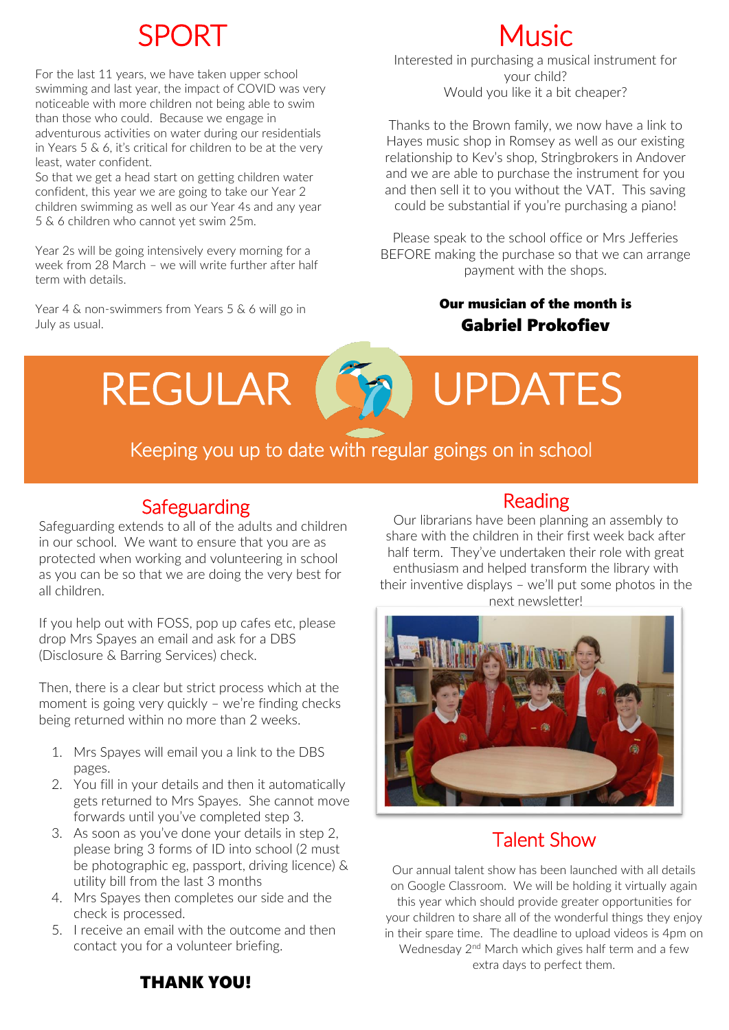# SPORT

For the last 11 years, we have taken upper school swimming and last year, the impact of COVID was very noticeable with more children not being able to swim than those who could. Because we engage in adventurous activities on water during our residentials in Years 5 & 6, it's critical for children to be at the very least, water confident.
So that we get a head start on getting children water confident, this year we are going to take our Year 2 children swimming as well as our Year 4s and any year 5 & 6 children who cannot yet swim 25m.

Year 2s will be going intensively every morning for a week from 28 March – we will write further after half term with details.

Year 4 & non-swimmers from Years 5 & 6 will go in July as usual.

# Music

Interested in purchasing a musical instrument for your child?
Would you like it a bit cheaper?

Thanks to the Brown family, we now have a link to Hayes music shop in Romsey as well as our existing relationship to Kev's shop, Stringbrokers in Andover and we are able to purchase the instrument for you and then sell it to you without the VAT. This saving could be substantial if you're purchasing a piano!

Please speak to the school office or Mrs Jefferies BEFORE making the purchase so that we can arrange payment with the shops.

**Our musician of the month is**
**Gabriel Prokofiev**

# REGULAR UPDATES

Keeping you up to date with regular goings on in school

## Safeguarding

Safeguarding extends to all of the adults and children in our school. We want to ensure that you are as protected when working and volunteering in school as you can be so that we are doing the very best for all children.

If you help out with FOSS, pop up cafes etc, please drop Mrs Spayes an email and ask for a DBS (Disclosure & Barring Services) check.

Then, there is a clear but strict process which at the moment is going very quickly – we're finding checks being returned within no more than 2 weeks.

1. Mrs Spayes will email you a link to the DBS pages.
2. You fill in your details and then it automatically gets returned to Mrs Spayes. She cannot move forwards until you've completed step 3.
3. As soon as you've done your details in step 2, please bring 3 forms of ID into school (2 must be photographic eg, passport, driving licence) & utility bill from the last 3 months
4. Mrs Spayes then completes our side and the check is processed.
5. I receive an email with the outcome and then contact you for a volunteer briefing.

**THANK YOU!**

## Reading

Our librarians have been planning an assembly to share with the children in their first week back after half term. They've undertaken their role with great enthusiasm and helped transform the library with their inventive displays – we'll put some photos in the next newsletter!

## Talent Show

Our annual talent show has been launched with all details on Google Classroom. We will be holding it virtually again this year which should provide greater opportunities for your children to share all of the wonderful things they enjoy in their spare time. The deadline to upload videos is 4pm on Wednesday 2nd March which gives half term and a few extra days to perfect them.